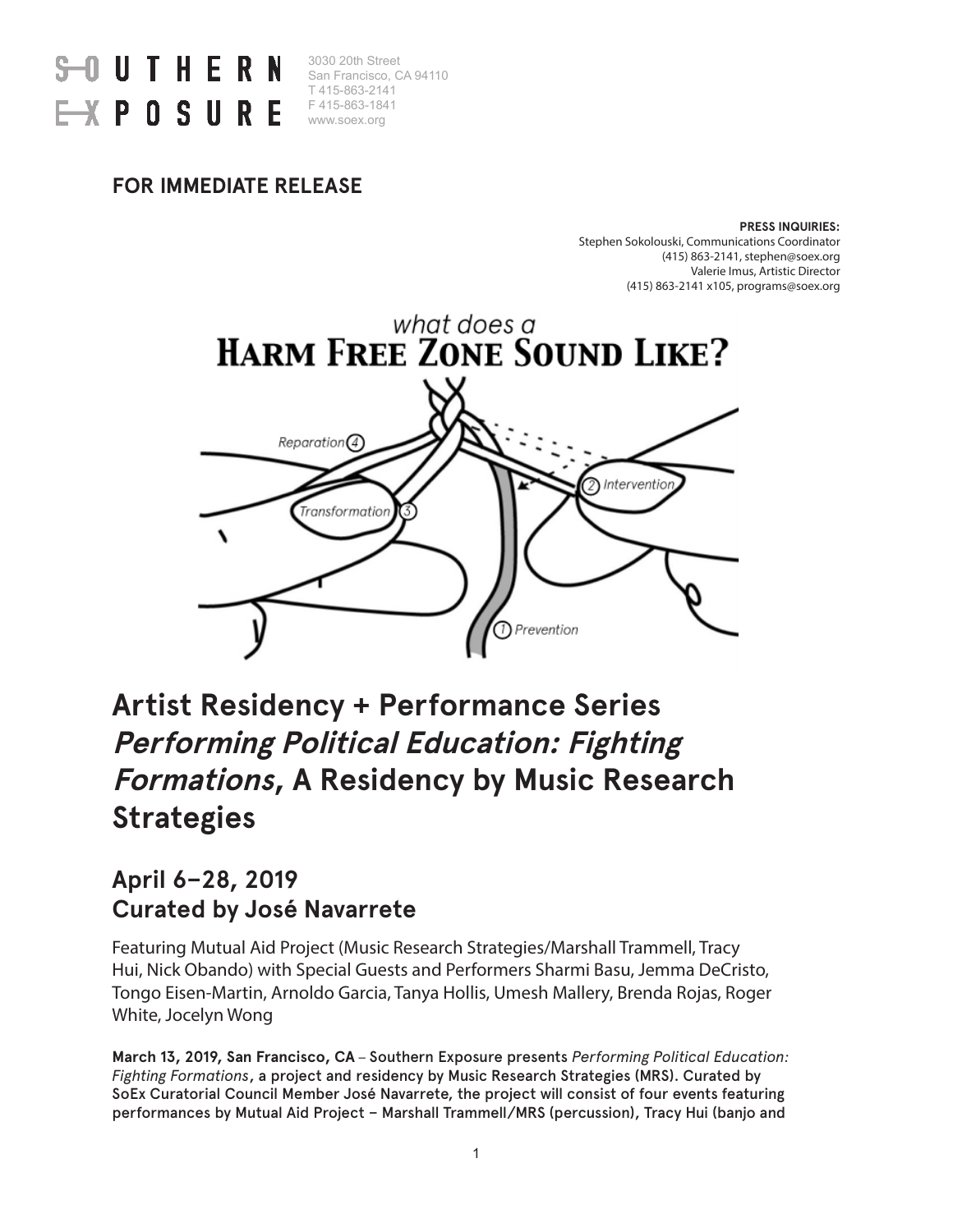SOUTHERN EXPOSURE

3030 20th Street
San Francisco, CA 94110
T 415-863-2141
F 415-863-1841
www.soex.org

**FOR IMMEDIATE RELEASE**

**PRESS INQUIRIES:**
Stephen Sokolouski, Communications Coordinator
(415) 863-2141, stephen@soex.org
Valerie Imus, Artistic Director
(415) 863-2141 x105, programs@soex.org

what does a
HARM FREE ZONE SOUND LIKE?

Reparation 4
Transformation 3
2 Intervention
1 Prevention

# Artist Residency + Performance Series *Performing Political Education: Fighting Formations*, A Residency by Music Research Strategies

## April 6–28, 2019
## Curated by José Navarrete

Featuring Mutual Aid Project (Music Research Strategies/Marshall Trammell, Tracy Hui, Nick Obando) with Special Guests and Performers Sharmi Basu, Jemma DeCristo, Tongo Eisen-Martin, Arnoldo Garcia, Tanya Hollis, Umesh Mallery, Brenda Rojas, Roger White, Jocelyn Wong

**March 13, 2019, San Francisco, CA** – Southern Exposure presents *Performing Political Education: Fighting Formations*, a project and residency by Music Research Strategies (MRS). Curated by SoEx Curatorial Council Member José Navarrete, the project will consist of four events featuring performances by Mutual Aid Project – Marshall Trammell/MRS (percussion), Tracy Hui (banjo and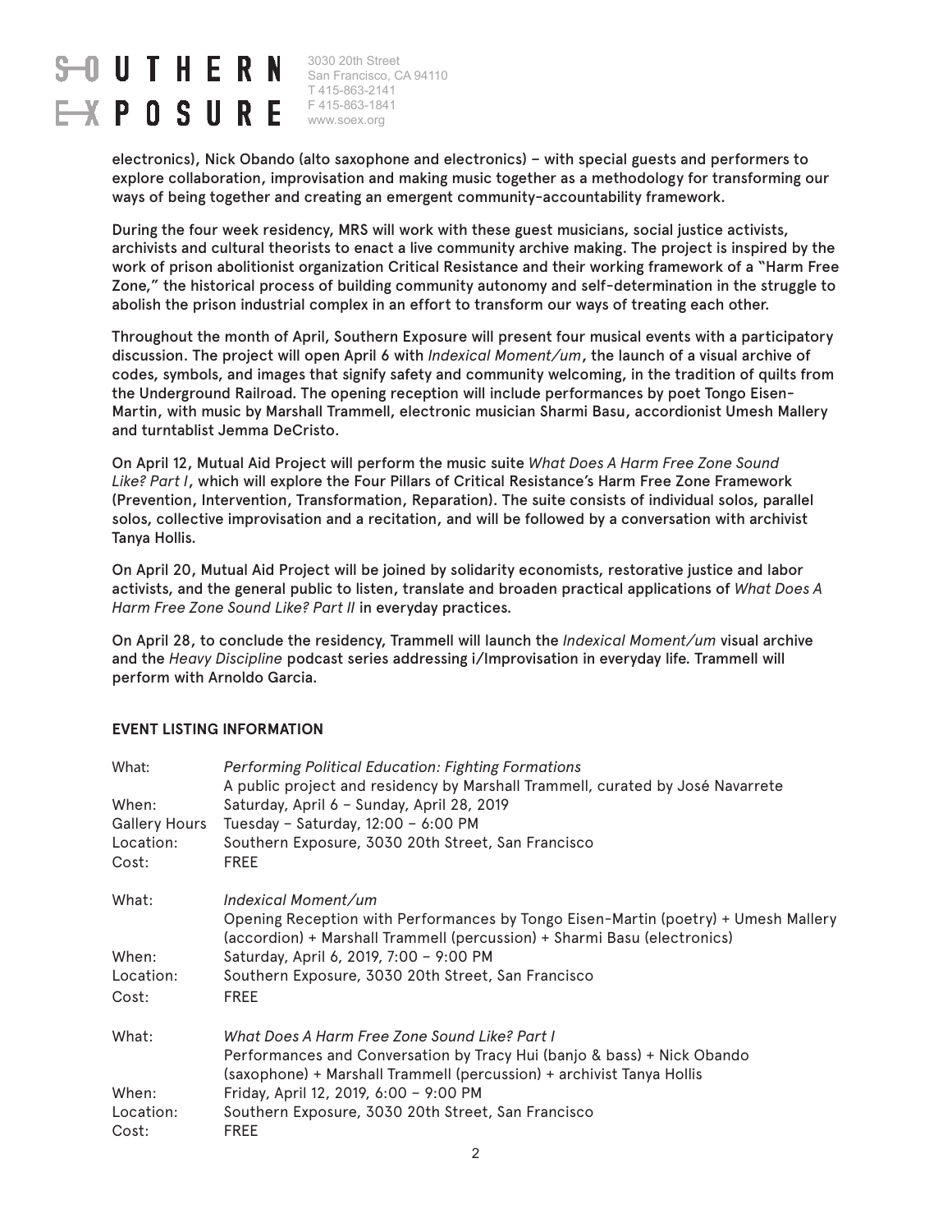electronics), Nick Obando (alto saxophone and electronics) – with special guests and performers to explore collaboration, improvisation and making music together as a methodology for transforming our ways of being together and creating an emergent community-accountability framework.

During the four week residency, MRS will work with these guest musicians, social justice activists, archivists and cultural theorists to enact a live community archive making. The project is inspired by the work of prison abolitionist organization Critical Resistance and their working framework of a "Harm Free Zone," the historical process of building community autonomy and self-determination in the struggle to abolish the prison industrial complex in an effort to transform our ways of treating each other.

Throughout the month of April, Southern Exposure will present four musical events with a participatory discussion. The project will open April 6 with *Indexical Moment/um*, the launch of a visual archive of codes, symbols, and images that signify safety and community welcoming, in the tradition of quilts from the Underground Railroad. The opening reception will include performances by poet Tongo Eisen-Martin, with music by Marshall Trammell, electronic musician Sharmi Basu, accordionist Umesh Mallery and turntablist Jemma DeCristo.

On April 12, Mutual Aid Project will perform the music suite *What Does A Harm Free Zone Sound Like? Part I*, which will explore the Four Pillars of Critical Resistance's Harm Free Zone Framework (Prevention, Intervention, Transformation, Reparation). The suite consists of individual solos, parallel solos, collective improvisation and a recitation, and will be followed by a conversation with archivist Tanya Hollis.

On April 20, Mutual Aid Project will be joined by solidarity economists, restorative justice and labor activists, and the general public to listen, translate and broaden practical applications of *What Does A Harm Free Zone Sound Like? Part II* in everyday practices.

On April 28, to conclude the residency, Trammell will launch the *Indexical Moment/um* visual archive and the *Heavy Discipline* podcast series addressing i/Improvisation in everyday life. Trammell will perform with Arnoldo Garcia.

**EVENT LISTING INFORMATION**

| | |
|---|---|
| What: | *Performing Political Education: Fighting Formations*<br>A public project and residency by Marshall Trammell, curated by José Navarrete |
| When: | Saturday, April 6 – Sunday, April 28, 2019 |
| Gallery Hours | Tuesday – Saturday, 12:00 – 6:00 PM |
| Location: | Southern Exposure, 3030 20th Street, San Francisco |
| Cost: | FREE |

| | |
|---|---|
| What: | *Indexical Moment/um*<br>Opening Reception with Performances by Tongo Eisen-Martin (poetry) + Umesh Mallery (accordion) + Marshall Trammell (percussion) + Sharmi Basu (electronics) |
| When: | Saturday, April 6, 2019, 7:00 – 9:00 PM |
| Location: | Southern Exposure, 3030 20th Street, San Francisco |
| Cost: | FREE |

| | |
|---|---|
| What: | *What Does A Harm Free Zone Sound Like? Part I*<br>Performances and Conversation by Tracy Hui (banjo & bass) + Nick Obando (saxophone) + Marshall Trammell (percussion) + archivist Tanya Hollis |
| When: | Friday, April 12, 2019, 6:00 – 9:00 PM |
| Location: | Southern Exposure, 3030 20th Street, San Francisco |
| Cost: | FREE |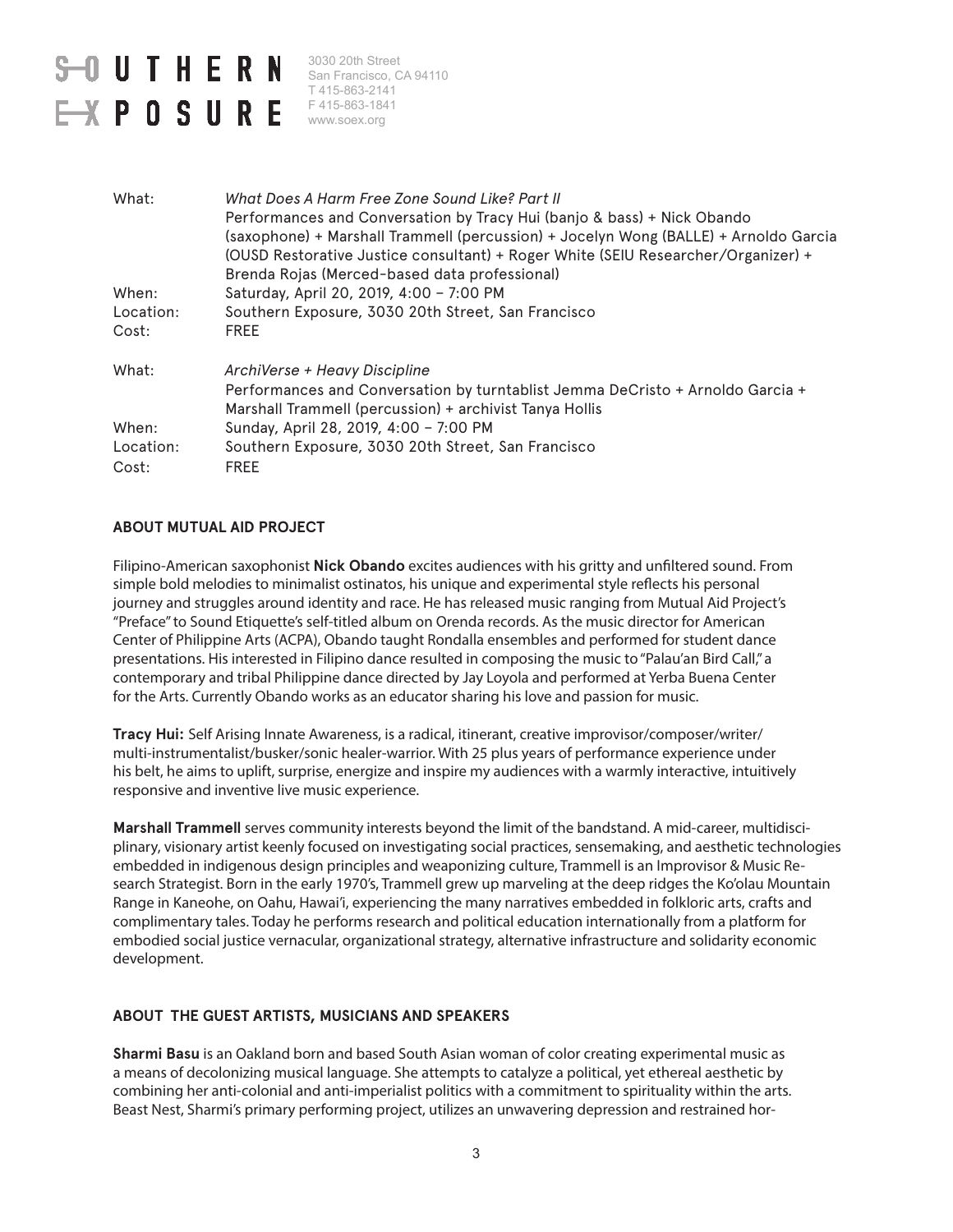| | |
|---|---|
| What: | *What Does A Harm Free Zone Sound Like? Part II* Performances and Conversation by Tracy Hui (banjo & bass) + Nick Obando (saxophone) + Marshall Trammell (percussion) + Jocelyn Wong (BALLE) + Arnoldo Garcia (OUSD Restorative Justice consultant) + Roger White (SEIU Researcher/Organizer) + Brenda Rojas (Merced-based data professional) |
| When: | Saturday, April 20, 2019, 4:00 – 7:00 PM |
| Location: | Southern Exposure, 3030 20th Street, San Francisco |
| Cost: | FREE |

| | |
|---|---|
| What: | *ArchiVerse + Heavy Discipline* Performances and Conversation by turntablist Jemma DeCristo + Arnoldo Garcia + Marshall Trammell (percussion) + archivist Tanya Hollis |
| When: | Sunday, April 28, 2019, 4:00 – 7:00 PM |
| Location: | Southern Exposure, 3030 20th Street, San Francisco |
| Cost: | FREE |

## ABOUT MUTUAL AID PROJECT

Filipino-American saxophonist **Nick Obando** excites audiences with his gritty and unfiltered sound. From simple bold melodies to minimalist ostinatos, his unique and experimental style reflects his personal journey and struggles around identity and race. He has released music ranging from Mutual Aid Project's "Preface" to Sound Etiquette's self-titled album on Orenda records. As the music director for American Center of Philippine Arts (ACPA), Obando taught Rondalla ensembles and performed for student dance presentations. His interested in Filipino dance resulted in composing the music to "Palau'an Bird Call," a contemporary and tribal Philippine dance directed by Jay Loyola and performed at Yerba Buena Center for the Arts. Currently Obando works as an educator sharing his love and passion for music.

**Tracy Hui:** Self Arising Innate Awareness, is a radical, itinerant, creative improvisor/composer/writer/multi-instrumentalist/busker/sonic healer-warrior. With 25 plus years of performance experience under his belt, he aims to uplift, surprise, energize and inspire my audiences with a warmly interactive, intuitively responsive and inventive live music experience.

**Marshall Trammell** serves community interests beyond the limit of the bandstand. A mid-career, multidisciplinary, visionary artist keenly focused on investigating social practices, sensemaking, and aesthetic technologies embedded in indigenous design principles and weaponizing culture, Trammell is an Improvisor & Music Research Strategist. Born in the early 1970's, Trammell grew up marveling at the deep ridges the Ko'olau Mountain Range in Kaneohe, on Oahu, Hawai'i, experiencing the many narratives embedded in folkloric arts, crafts and complimentary tales. Today he performs research and political education internationally from a platform for embodied social justice vernacular, organizational strategy, alternative infrastructure and solidarity economic development.

## ABOUT THE GUEST ARTISTS, MUSICIANS AND SPEAKERS

**Sharmi Basu** is an Oakland born and based South Asian woman of color creating experimental music as a means of decolonizing musical language. She attempts to catalyze a political, yet ethereal aesthetic by combining her anti-colonial and anti-imperialist politics with a commitment to spirituality within the arts. Beast Nest, Sharmi's primary performing project, utilizes an unwavering depression and restrained hor-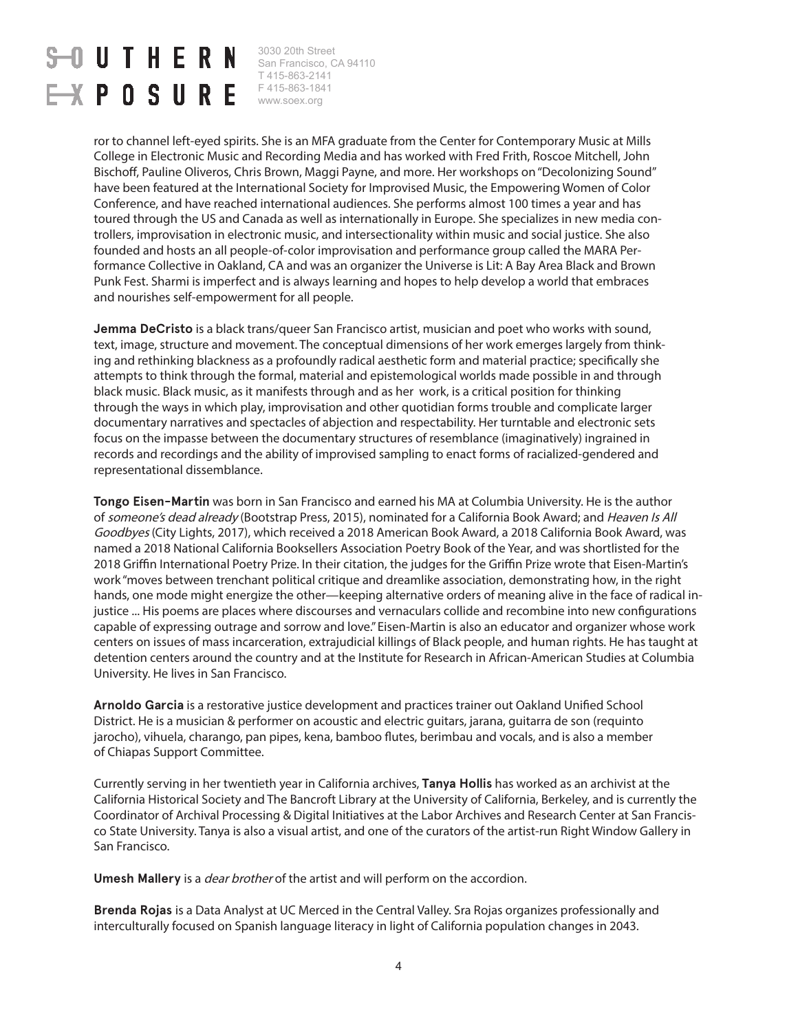ror to channel left-eyed spirits. She is an MFA graduate from the Center for Contemporary Music at Mills College in Electronic Music and Recording Media and has worked with Fred Frith, Roscoe Mitchell, John Bischoff, Pauline Oliveros, Chris Brown, Maggi Payne, and more. Her workshops on "Decolonizing Sound" have been featured at the International Society for Improvised Music, the Empowering Women of Color Conference, and have reached international audiences. She performs almost 100 times a year and has toured through the US and Canada as well as internationally in Europe. She specializes in new media controllers, improvisation in electronic music, and intersectionality within music and social justice. She also founded and hosts an all people-of-color improvisation and performance group called the MARA Performance Collective in Oakland, CA and was an organizer the Universe is Lit: A Bay Area Black and Brown Punk Fest. Sharmi is imperfect and is always learning and hopes to help develop a world that embraces and nourishes self-empowerment for all people.

**Jemma DeCristo** is a black trans/queer San Francisco artist, musician and poet who works with sound, text, image, structure and movement. The conceptual dimensions of her work emerges largely from thinking and rethinking blackness as a profoundly radical aesthetic form and material practice; specifically she attempts to think through the formal, material and epistemological worlds made possible in and through black music. Black music, as it manifests through and as her work, is a critical position for thinking through the ways in which play, improvisation and other quotidian forms trouble and complicate larger documentary narratives and spectacles of abjection and respectability. Her turntable and electronic sets focus on the impasse between the documentary structures of resemblance (imaginatively) ingrained in records and recordings and the ability of improvised sampling to enact forms of racialized-gendered and representational dissemblance.

**Tongo Eisen-Martin** was born in San Francisco and earned his MA at Columbia University. He is the author of *someone's dead already* (Bootstrap Press, 2015), nominated for a California Book Award; and *Heaven Is All Goodbyes* (City Lights, 2017), which received a 2018 American Book Award, a 2018 California Book Award, was named a 2018 National California Booksellers Association Poetry Book of the Year, and was shortlisted for the 2018 Griffin International Poetry Prize. In their citation, the judges for the Griffin Prize wrote that Eisen-Martin's work "moves between trenchant political critique and dreamlike association, demonstrating how, in the right hands, one mode might energize the other—keeping alternative orders of meaning alive in the face of radical injustice ... His poems are places where discourses and vernaculars collide and recombine into new configurations capable of expressing outrage and sorrow and love." Eisen-Martin is also an educator and organizer whose work centers on issues of mass incarceration, extrajudicial killings of Black people, and human rights. He has taught at detention centers around the country and at the Institute for Research in African-American Studies at Columbia University. He lives in San Francisco.

**Arnoldo Garcia** is a restorative justice development and practices trainer out Oakland Unified School District. He is a musician & performer on acoustic and electric guitars, jarana, guitarra de son (requinto jarocho), vihuela, charango, pan pipes, kena, bamboo flutes, berimbau and vocals, and is also a member of Chiapas Support Committee.

Currently serving in her twentieth year in California archives, **Tanya Hollis** has worked as an archivist at the California Historical Society and The Bancroft Library at the University of California, Berkeley, and is currently the Coordinator of Archival Processing & Digital Initiatives at the Labor Archives and Research Center at San Francisco State University. Tanya is also a visual artist, and one of the curators of the artist-run Right Window Gallery in San Francisco.

**Umesh Mallery** is a *dear brother* of the artist and will perform on the accordion.

**Brenda Rojas** is a Data Analyst at UC Merced in the Central Valley. Sra Rojas organizes professionally and interculturally focused on Spanish language literacy in light of California population changes in 2043.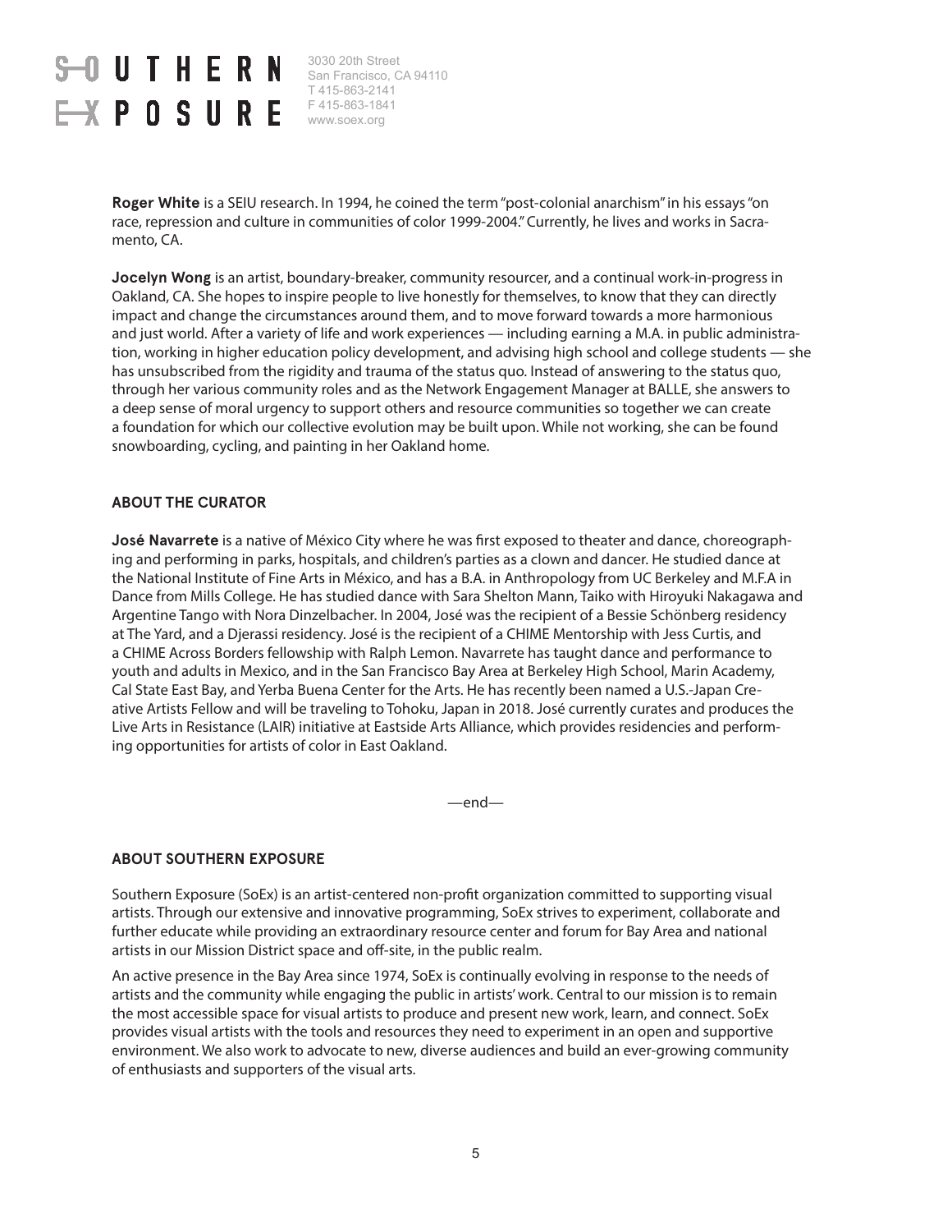**Roger White** is a SEIU research. In 1994, he coined the term "post-colonial anarchism" in his essays "on race, repression and culture in communities of color 1999-2004." Currently, he lives and works in Sacramento, CA.

**Jocelyn Wong** is an artist, boundary-breaker, community resourcer, and a continual work-in-progress in Oakland, CA. She hopes to inspire people to live honestly for themselves, to know that they can directly impact and change the circumstances around them, and to move forward towards a more harmonious and just world. After a variety of life and work experiences — including earning a M.A. in public administration, working in higher education policy development, and advising high school and college students — she has unsubscribed from the rigidity and trauma of the status quo. Instead of answering to the status quo, through her various community roles and as the Network Engagement Manager at BALLE, she answers to a deep sense of moral urgency to support others and resource communities so together we can create a foundation for which our collective evolution may be built upon. While not working, she can be found snowboarding, cycling, and painting in her Oakland home.

### ABOUT THE CURATOR

**José Navarrete** is a native of México City where he was first exposed to theater and dance, choreographing and performing in parks, hospitals, and children's parties as a clown and dancer. He studied dance at the National Institute of Fine Arts in México, and has a B.A. in Anthropology from UC Berkeley and M.F.A in Dance from Mills College. He has studied dance with Sara Shelton Mann, Taiko with Hiroyuki Nakagawa and Argentine Tango with Nora Dinzelbacher. In 2004, José was the recipient of a Bessie Schönberg residency at The Yard, and a Djerassi residency. José is the recipient of a CHIME Mentorship with Jess Curtis, and a CHIME Across Borders fellowship with Ralph Lemon. Navarrete has taught dance and performance to youth and adults in Mexico, and in the San Francisco Bay Area at Berkeley High School, Marin Academy, Cal State East Bay, and Yerba Buena Center for the Arts. He has recently been named a U.S.-Japan Creative Artists Fellow and will be traveling to Tohoku, Japan in 2018. José currently curates and produces the Live Arts in Resistance (LAIR) initiative at Eastside Arts Alliance, which provides residencies and performing opportunities for artists of color in East Oakland.

—end—

### ABOUT SOUTHERN EXPOSURE

Southern Exposure (SoEx) is an artist-centered non-profit organization committed to supporting visual artists. Through our extensive and innovative programming, SoEx strives to experiment, collaborate and further educate while providing an extraordinary resource center and forum for Bay Area and national artists in our Mission District space and off-site, in the public realm.

An active presence in the Bay Area since 1974, SoEx is continually evolving in response to the needs of artists and the community while engaging the public in artists' work. Central to our mission is to remain the most accessible space for visual artists to produce and present new work, learn, and connect. SoEx provides visual artists with the tools and resources they need to experiment in an open and supportive environment. We also work to advocate to new, diverse audiences and build an ever-growing community of enthusiasts and supporters of the visual arts.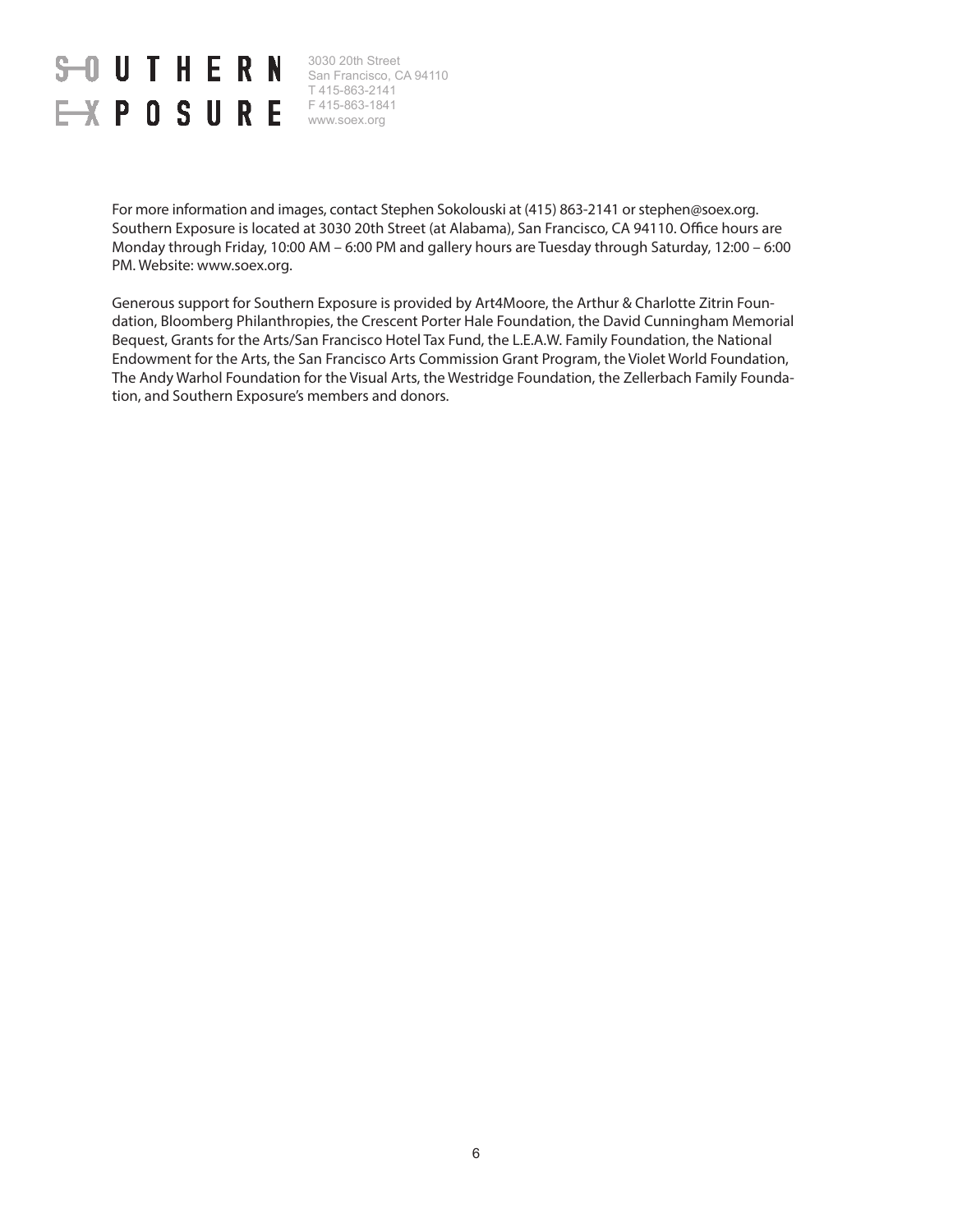For more information and images, contact Stephen Sokolouski at (415) 863-2141 or stephen@soex.org. Southern Exposure is located at 3030 20th Street (at Alabama), San Francisco, CA 94110. Office hours are Monday through Friday, 10:00 AM – 6:00 PM and gallery hours are Tuesday through Saturday, 12:00 – 6:00 PM. Website: www.soex.org.

Generous support for Southern Exposure is provided by Art4Moore, the Arthur & Charlotte Zitrin Foundation, Bloomberg Philanthropies, the Crescent Porter Hale Foundation, the David Cunningham Memorial Bequest, Grants for the Arts/San Francisco Hotel Tax Fund, the L.E.A.W. Family Foundation, the National Endowment for the Arts, the San Francisco Arts Commission Grant Program, the Violet World Foundation, The Andy Warhol Foundation for the Visual Arts, the Westridge Foundation, the Zellerbach Family Foundation, and Southern Exposure's members and donors.